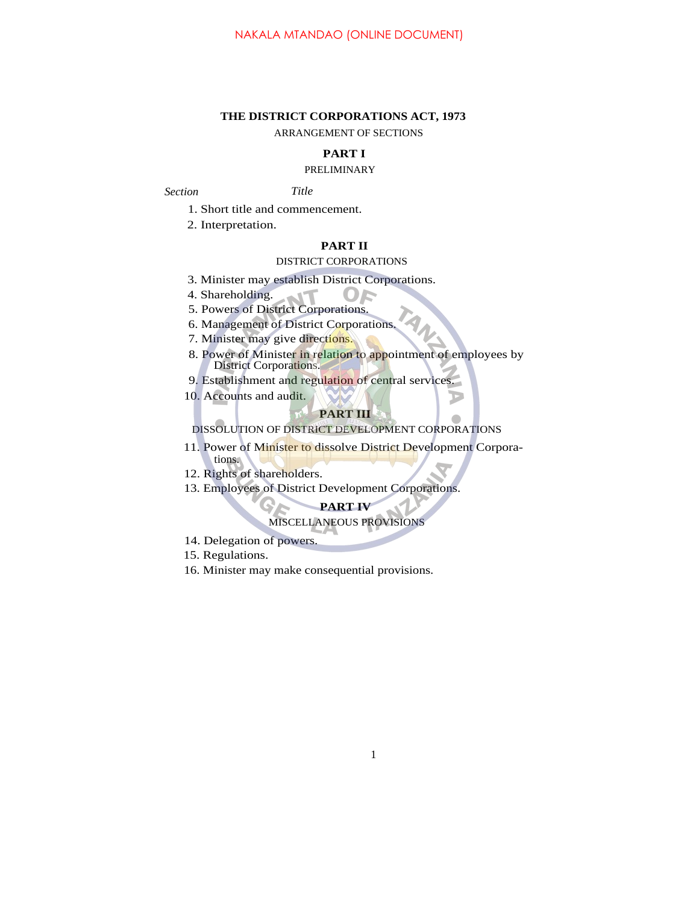# THE DISTRICT CORPORATIONS ACT, 1973

ARRANGEMENT OF SECTIONS

## PART I

PRELIMINARY

*Section* *Title*

1. Short title and commencement.
2. Interpretation.

## PART II

DISTRICT CORPORATIONS

3. Minister may establish District Corporations.
4. Shareholding.
5. Powers of District Corporations.
6. Management of District Corporations.
7. Minister may give directions.
8. Power of Minister in relation to appointment of employees by District Corporations.
9. Establishment and regulation of central services.
10. Accounts and audit.

## PART III

DISSOLUTION OF DISTRICT DEVELOPMENT CORPORATIONS

11. Power of Minister to dissolve District Development Corporations.
12. Rights of shareholders.
13. Employees of District Development Corporations.

## PART IV

MISCELLANEOUS PROVISIONS

14. Delegation of powers.
15. Regulations.
16. Minister may make consequential provisions.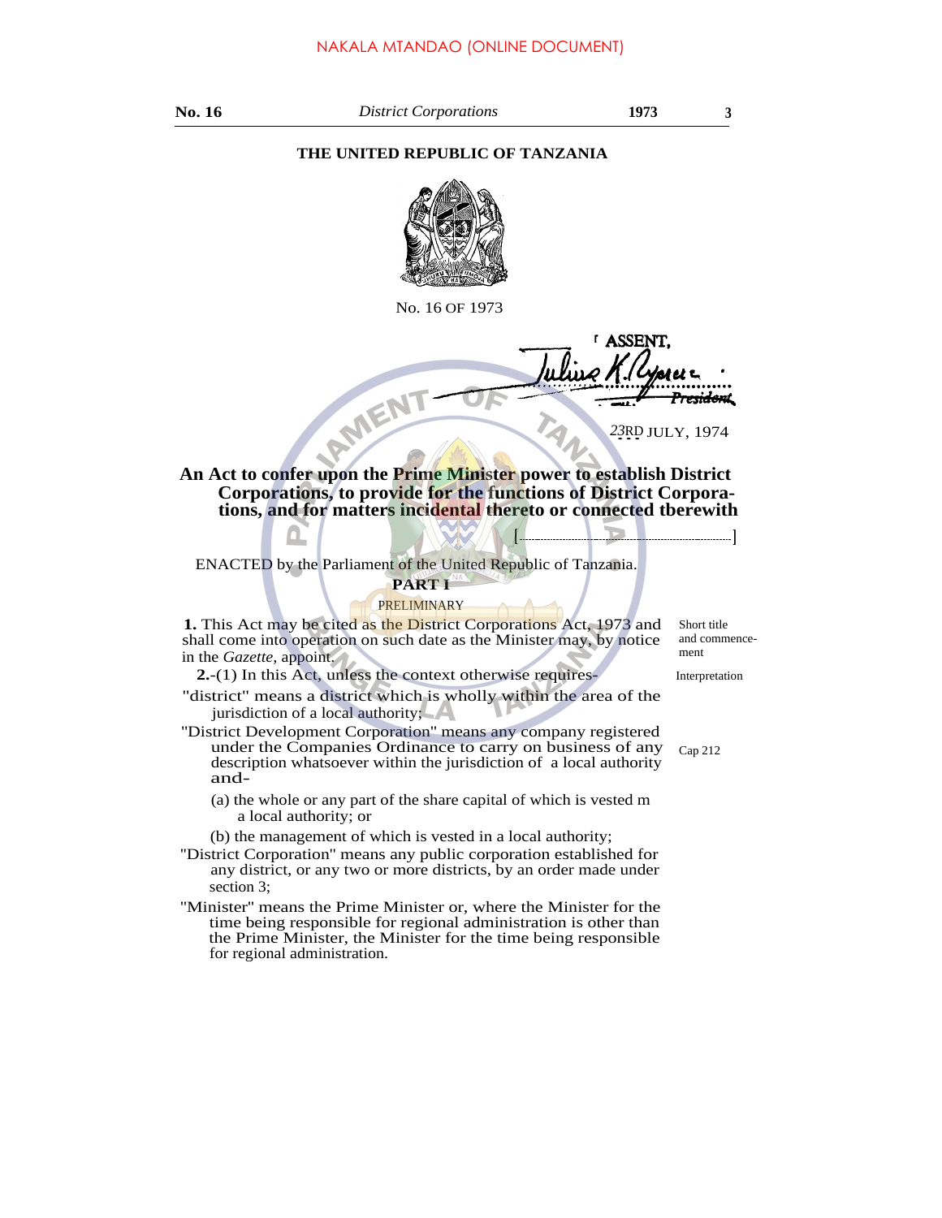**THE UNITED REPUBLIC OF TANZANIA**

No. 16 OF 1973

ASSENT,

Julius K. Nyerere

*President*

23RD JULY, 1974

**An Act to confer upon the Prime Minister power to establish District Corporations, to provide for the functions of District Corporations, and for matters incidental thereto or connected tberewith**

[..................................................]

ENACTED by the Parliament of the United Republic of Tanzania.

## PART I

### PRELIMINARY

Short title and commencement

**1.** This Act may be cited as the District Corporations Act, 1973 and shall come into operation on such date as the Minister may, by notice in the *Gazette*, appoint.

Interpretation

**2.**-(1) In this Act, unless the context otherwise requires-

"district" means a district which is wholly within the area of the jurisdiction of a local authority;

"District Development Corporation" means any company registered under the Companies Ordinance to carry on business of any description whatsoever within the jurisdiction of a local authority and- (Cap 212)

(a) the whole or any part of the share capital of which is vested m a local authority; or

(b) the management of which is vested in a local authority;

"District Corporation" means any public corporation established for any district, or any two or more districts, by an order made under section 3;

"Minister" means the Prime Minister or, where the Minister for the time being responsible for regional administration is other than the Prime Minister, the Minister for the time being responsible for regional administration.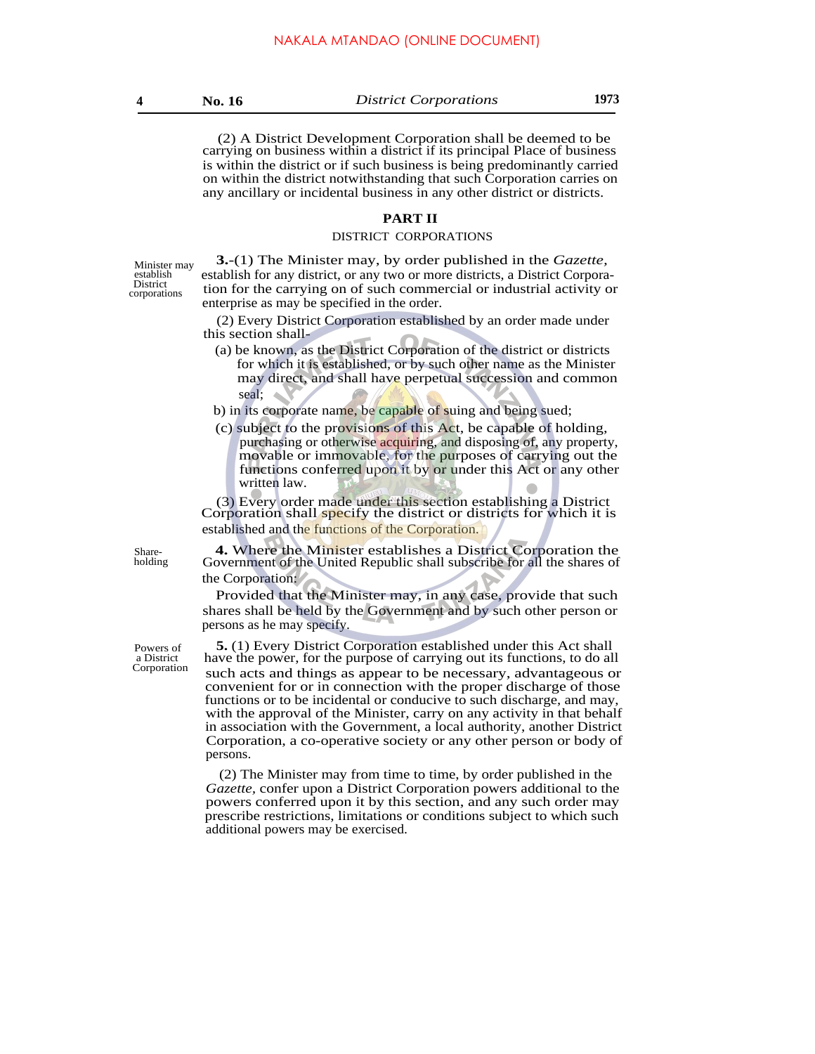(2) A District Development Corporation shall be deemed to be carrying on business within a district if its principal Place of business is within the district or if such business is being predominantly carried on within the district notwithstanding that such Corporation carries on any ancillary or incidental business in any other district or districts.

## PART II

### DISTRICT CORPORATIONS

*Minister may establish District corporations*

**3.**-(1) The Minister may, by order published in the *Gazette,* establish for any district, or any two or more districts, a District Corporation for the carrying on of such commercial or industrial activity or enterprise as may be specified in the order.

(2) Every District Corporation established by an order made under this section shall-

(a) be known, as the District Corporation of the district or districts for which it is established, or by such other name as the Minister may direct, and shall have perpetual succession and common seal;

b) in its corporate name, be capable of suing and being sued;

(c) subject to the provisions of this Act, be capable of holding, purchasing or otherwise acquiring, and disposing of, any property, movable or immovable, for the purposes of carrying out the functions conferred upon it by or under this Act or any other written law.

(3) Every order made under this section establishing a District Corporation shall specify the district or districts for which it is established and the functions of the Corporation.

*Share-holding*

**4.** Where the Minister establishes a District Corporation the Government of the United Republic shall subscribe for all the shares of the Corporation;

Provided that the Minister may, in any case, provide that such shares shall be held by the Government and by such other person or persons as he may specify.

*Powers of a District Corporation*

**5.** (1) Every District Corporation established under this Act shall have the power, for the purpose of carrying out its functions, to do all such acts and things as appear to be necessary, advantageous or convenient for or in connection with the proper discharge of those functions or to be incidental or conducive to such discharge, and may, with the approval of the Minister, carry on any activity in that behalf in association with the Government, a local authority, another District Corporation, a co-operative society or any other person or body of persons.

(2) The Minister may from time to time, by order published in the *Gazette,* confer upon a District Corporation powers additional to the powers conferred upon it by this section, and any such order may prescribe restrictions, limitations or conditions subject to which such additional powers may be exercised.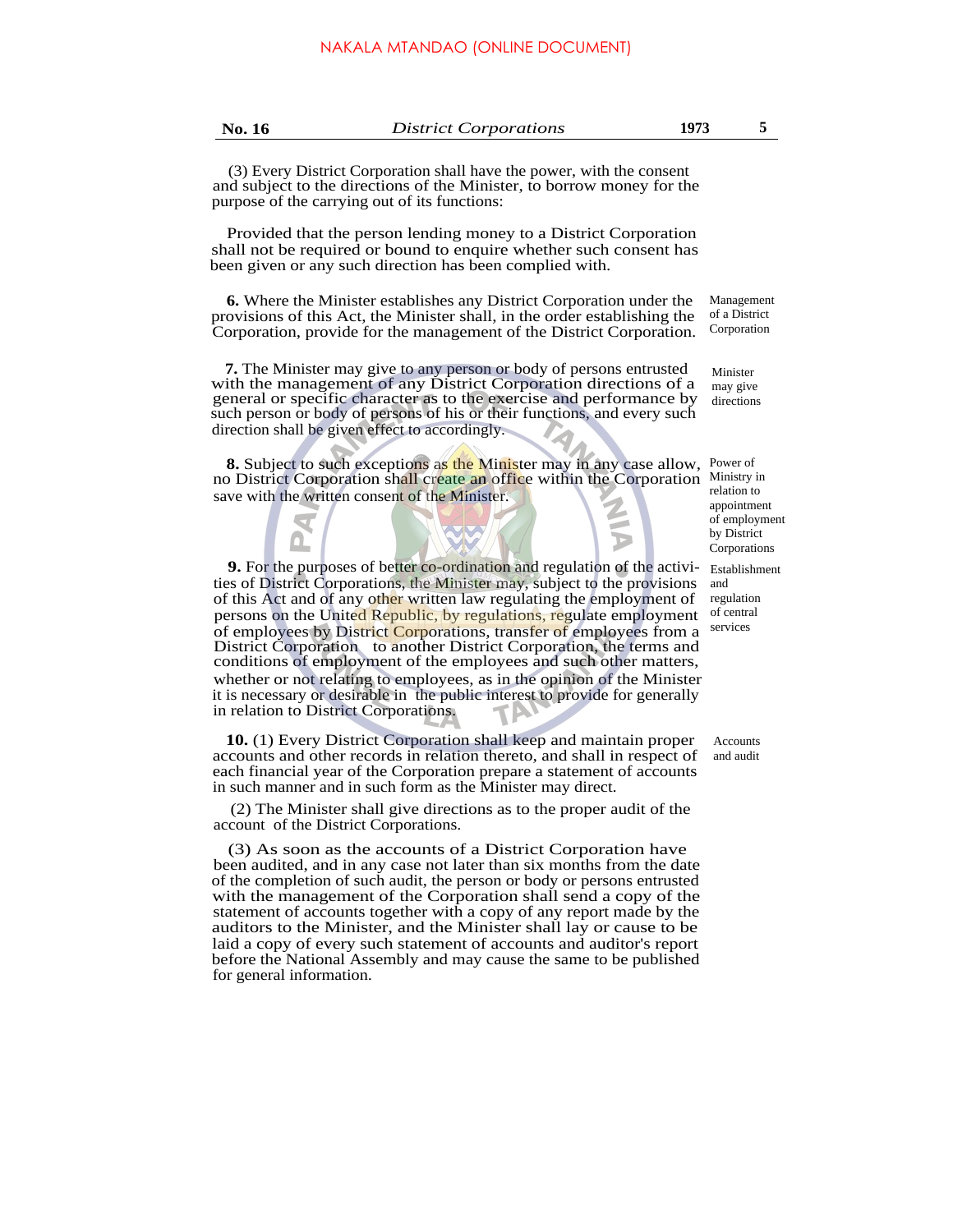(3) Every District Corporation shall have the power, with the consent and subject to the directions of the Minister, to borrow money for the purpose of the carrying out of its functions:

Provided that the person lending money to a District Corporation shall not be required or bound to enquire whether such consent has been given or any such direction has been complied with.

*Management of a District Corporation*

**6.** Where the Minister establishes any District Corporation under the provisions of this Act, the Minister shall, in the order establishing the Corporation, provide for the management of the District Corporation.

*Minister may give directions*

**7.** The Minister may give to any person or body of persons entrusted with the management of any District Corporation directions of a general or specific character as to the exercise and performance by such person or body of persons of his or their functions, and every such direction shall be given effect to accordingly.

*Power of Ministry in relation to appointment of employment by District Corporations*

**8.** Subject to such exceptions as the Minister may in any case allow, no District Corporation shall create an office within the Corporation save with the written consent of the Minister.

*Establishment and regulation of central services*

**9.** For the purposes of better co-ordination and regulation of the activities of District Corporations, the Minister may, subject to the provisions of this Act and of any other written law regulating the employment of persons on the United Republic, by regulations, regulate employment of employees by District Corporations, transfer of employees from a District Corporation to another District Corporation, the terms and conditions of employment of the employees and such other matters, whether or not relating to employees, as in the opinion of the Minister it is necessary or desirable in the public interest to provide for generally in relation to District Corporations.

*Accounts and audit*

**10.** (1) Every District Corporation shall keep and maintain proper accounts and other records in relation thereto, and shall in respect of each financial year of the Corporation prepare a statement of accounts in such manner and in such form as the Minister may direct.

(2) The Minister shall give directions as to the proper audit of the account of the District Corporations.

(3) As soon as the accounts of a District Corporation have been audited, and in any case not later than six months from the date of the completion of such audit, the person or body or persons entrusted with the management of the Corporation shall send a copy of the statement of accounts together with a copy of any report made by the auditors to the Minister, and the Minister shall lay or cause to be laid a copy of every such statement of accounts and auditor's report before the National Assembly and may cause the same to be published for general information.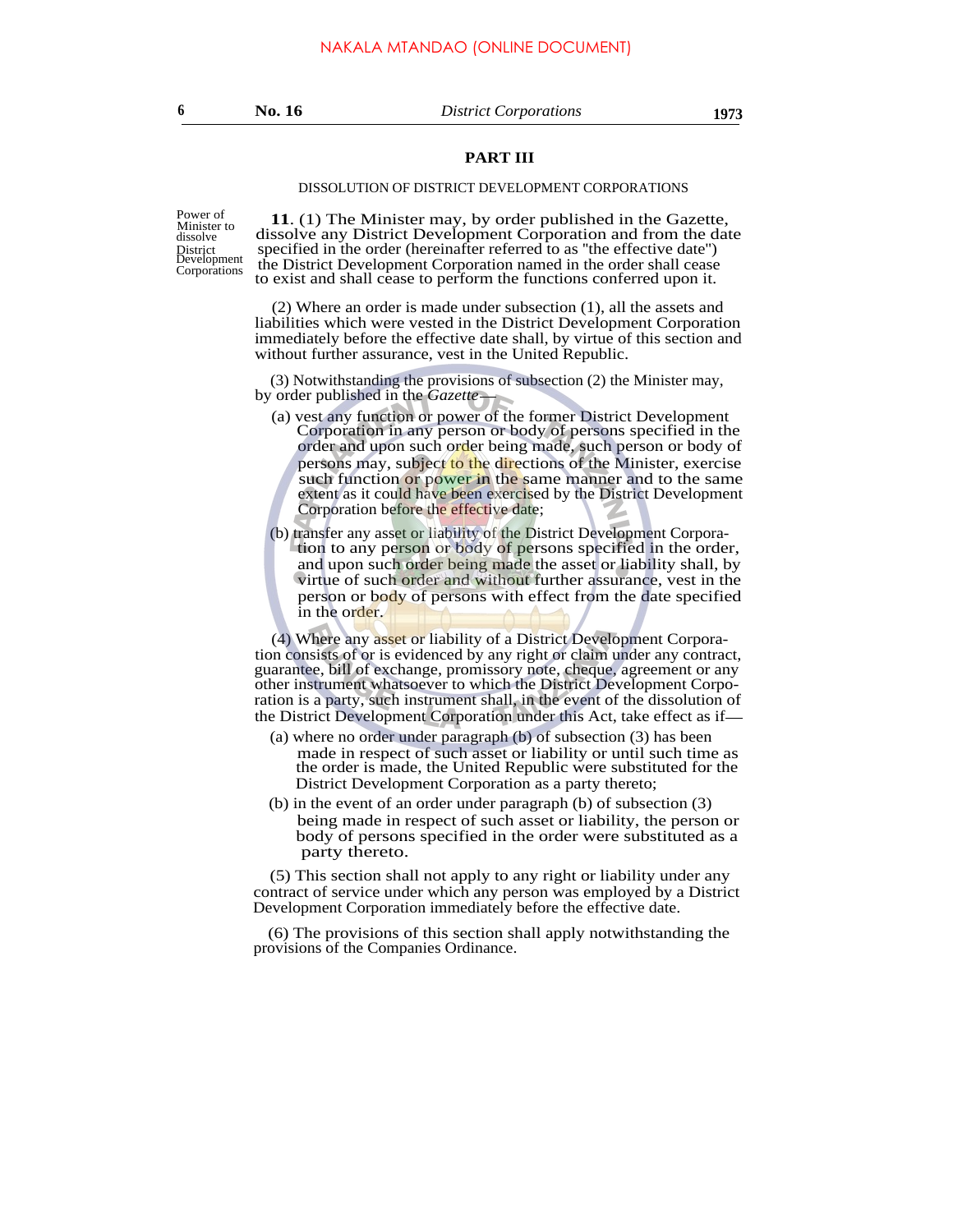## PART III

DISSOLUTION OF DISTRICT DEVELOPMENT CORPORATIONS

Power of Minister to dissolve District Development Corporations

**11**. (1) The Minister may, by order published in the Gazette, dissolve any District Development Corporation and from the date specified in the order (hereinafter referred to as "the effective date") the District Development Corporation named in the order shall cease to exist and shall cease to perform the functions conferred upon it.

(2) Where an order is made under subsection (1), all the assets and liabilities which were vested in the District Development Corporation immediately before the effective date shall, by virtue of this section and without further assurance, vest in the United Republic.

(3) Notwithstanding the provisions of subsection (2) the Minister may, by order published in the *Gazette*—

(a) vest any function or power of the former District Development Corporation in any person or body of persons specified in the order and upon such order being made, such person or body of persons may, subject to the directions of the Minister, exercise such function or power in the same manner and to the same extent as it could have been exercised by the District Development Corporation before the effective date;

(b) transfer any asset or liability of the District Development Corporation to any person or body of persons specified in the order, and upon such order being made the asset or liability shall, by virtue of such order and without further assurance, vest in the person or body of persons with effect from the date specified in the order.

(4) Where any asset or liability of a District Development Corporation consists of or is evidenced by any right or claim under any contract, guarantee, bill of exchange, promissory note, cheque, agreement or any other instrument whatsoever to which the District Development Corporation is a party, such instrument shall, in the event of the dissolution of the District Development Corporation under this Act, take effect as if—

(a) where no order under paragraph (b) of subsection (3) has been made in respect of such asset or liability or until such time as the order is made, the United Republic were substituted for the District Development Corporation as a party thereto;

(b) in the event of an order under paragraph (b) of subsection (3) being made in respect of such asset or liability, the person or body of persons specified in the order were substituted as a party thereto.

(5) This section shall not apply to any right or liability under any contract of service under which any person was employed by a District Development Corporation immediately before the effective date.

(6) The provisions of this section shall apply notwithstanding the provisions of the Companies Ordinance.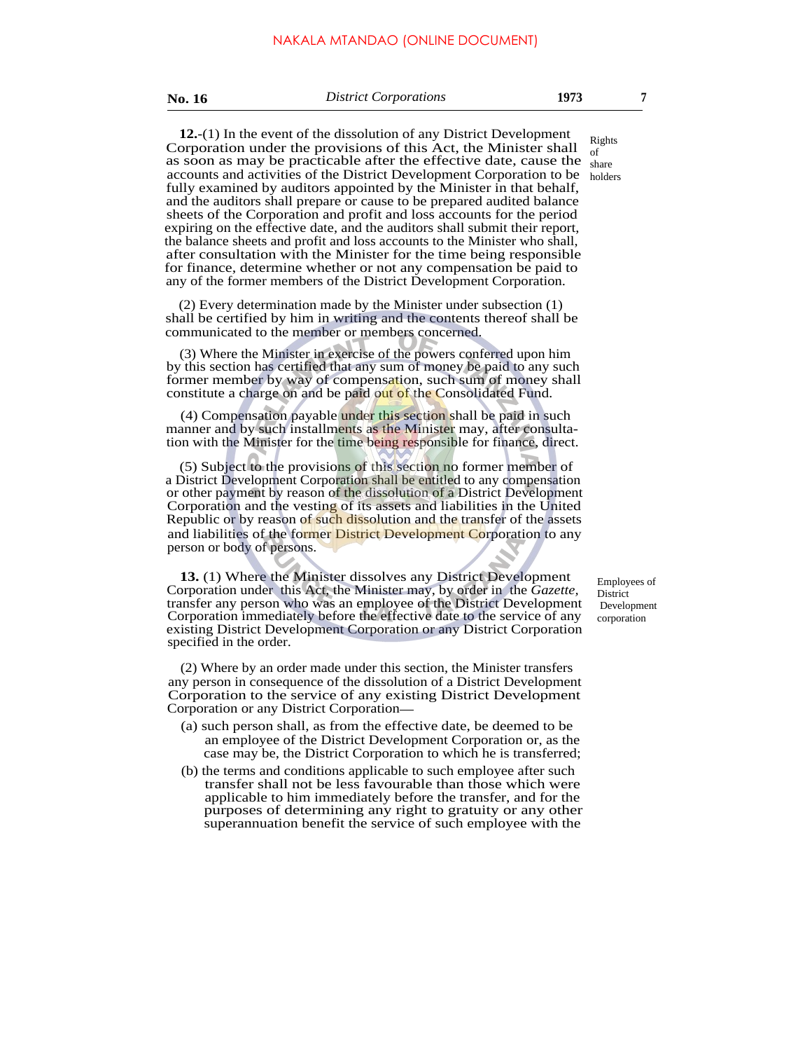**12.**-(1) In the event of the dissolution of any District Development Corporation under the provisions of this Act, the Minister shall as soon as may be practicable after the effective date, cause the accounts and activities of the District Development Corporation to be fully examined by auditors appointed by the Minister in that behalf, and the auditors shall prepare or cause to be prepared audited balance sheets of the Corporation and profit and loss accounts for the period expiring on the effective date, and the auditors shall submit their report, the balance sheets and profit and loss accounts to the Minister who shall, after consultation with the Minister for the time being responsible for finance, determine whether or not any compensation be paid to any of the former members of the District Development Corporation.

*Rights of share holders*

(2) Every determination made by the Minister under subsection (1) shall be certified by him in writing and the contents thereof shall be communicated to the member or members concerned.

(3) Where the Minister in exercise of the powers conferred upon him by this section has certified that any sum of money be paid to any such former member by way of compensation, such sum of money shall constitute a charge on and be paid out of the Consolidated Fund.

(4) Compensation payable under this section shall be paid in such manner and by such installments as the Minister may, after consultation with the Minister for the time being responsible for finance, direct.

(5) Subject to the provisions of this section no former member of a District Development Corporation shall be entitled to any compensation or other payment by reason of the dissolution of a District Development Corporation and the vesting of its assets and liabilities in the United Republic or by reason of such dissolution and the transfer of the assets and liabilities of the former District Development Corporation to any person or body of persons.

**13.** (1) Where the Minister dissolves any District Development Corporation under this Act, the Minister may, by order in the *Gazette,* transfer any person who was an employee of the District Development Corporation immediately before the effective date to the service of any existing District Development Corporation or any District Corporation specified in the order.

*Employees of District Development corporation*

(2) Where by an order made under this section, the Minister transfers any person in consequence of the dissolution of a District Development Corporation to the service of any existing District Development Corporation or any District Corporation—

(a) such person shall, as from the effective date, be deemed to be an employee of the District Development Corporation or, as the case may be, the District Corporation to which he is transferred;

(b) the terms and conditions applicable to such employee after such transfer shall not be less favourable than those which were applicable to him immediately before the transfer, and for the purposes of determining any right to gratuity or any other superannuation benefit the service of such employee with the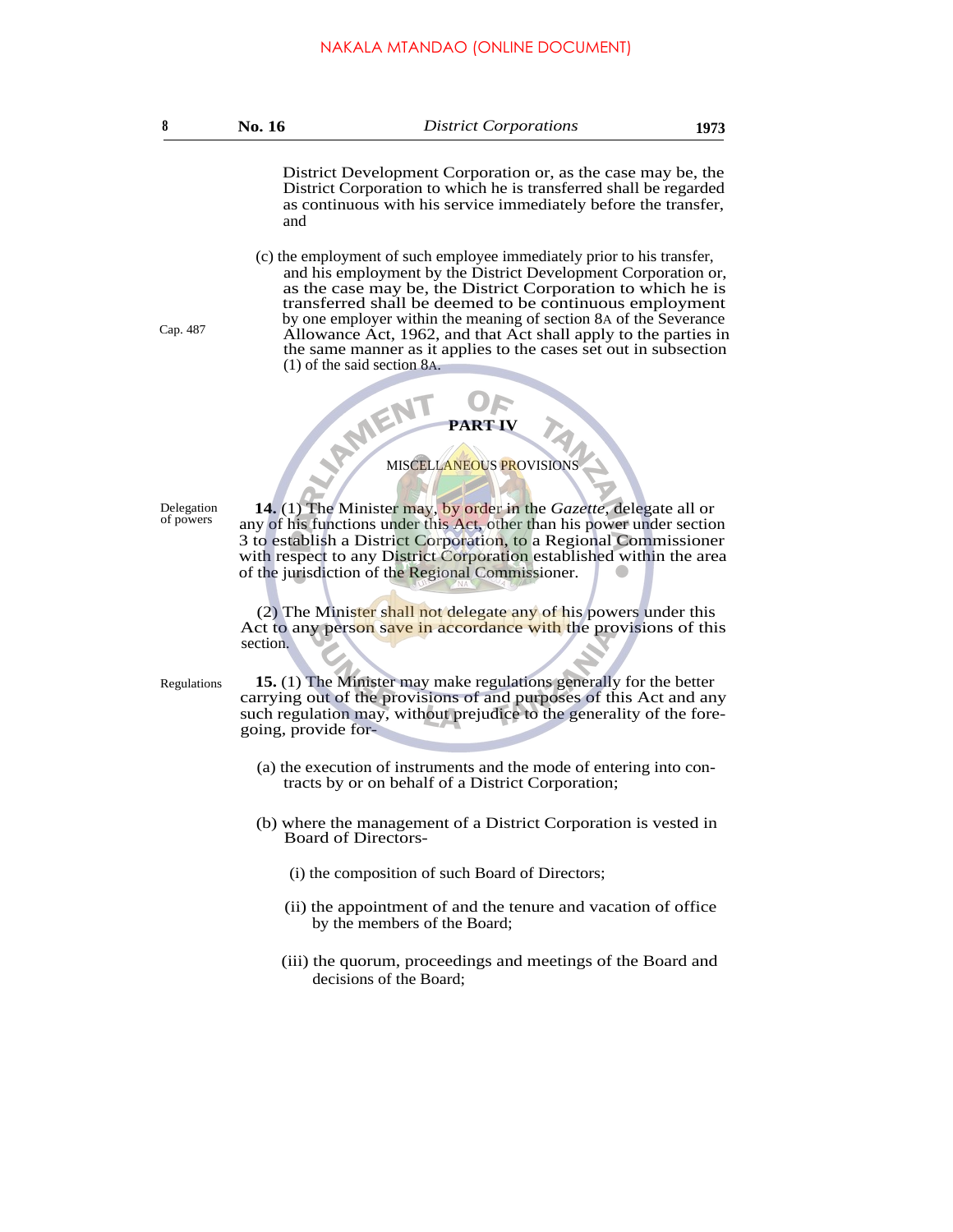District Development Corporation or, as the case may be, the District Corporation to which he is transferred shall be regarded as continuous with his service immediately before the transfer, and

(c) the employment of such employee immediately prior to his transfer, and his employment by the District Development Corporation or, as the case may be, the District Corporation to which he is transferred shall be deemed to be continuous employment by one employer within the meaning of section 8A of the Severance Allowance Act, 1962, and that Act shall apply to the parties in the same manner as it applies to the cases set out in subsection (1) of the said section 8A.

Cap. 487

## PART IV

### MISCELLANEOUS PROVISIONS

Delegation of powers

**14.** (1) The Minister may, by order in the *Gazette*, delegate all or any of his functions under this Act, other than his power under section 3 to establish a District Corporation, to a Regional Commissioner with respect to any District Corporation established within the area of the jurisdiction of the Regional Commissioner.

(2) The Minister shall not delegate any of his powers under this Act to any person save in accordance with the provisions of this section.

Regulations

**15.** (1) The Minister may make regulations generally for the better carrying out of the provisions of and purposes of this Act and any such regulation may, without prejudice to the generality of the foregoing, provide for-

(a) the execution of instruments and the mode of entering into contracts by or on behalf of a District Corporation;

(b) where the management of a District Corporation is vested in Board of Directors-

(i) the composition of such Board of Directors;

(ii) the appointment of and the tenure and vacation of office by the members of the Board;

(iii) the quorum, proceedings and meetings of the Board and decisions of the Board;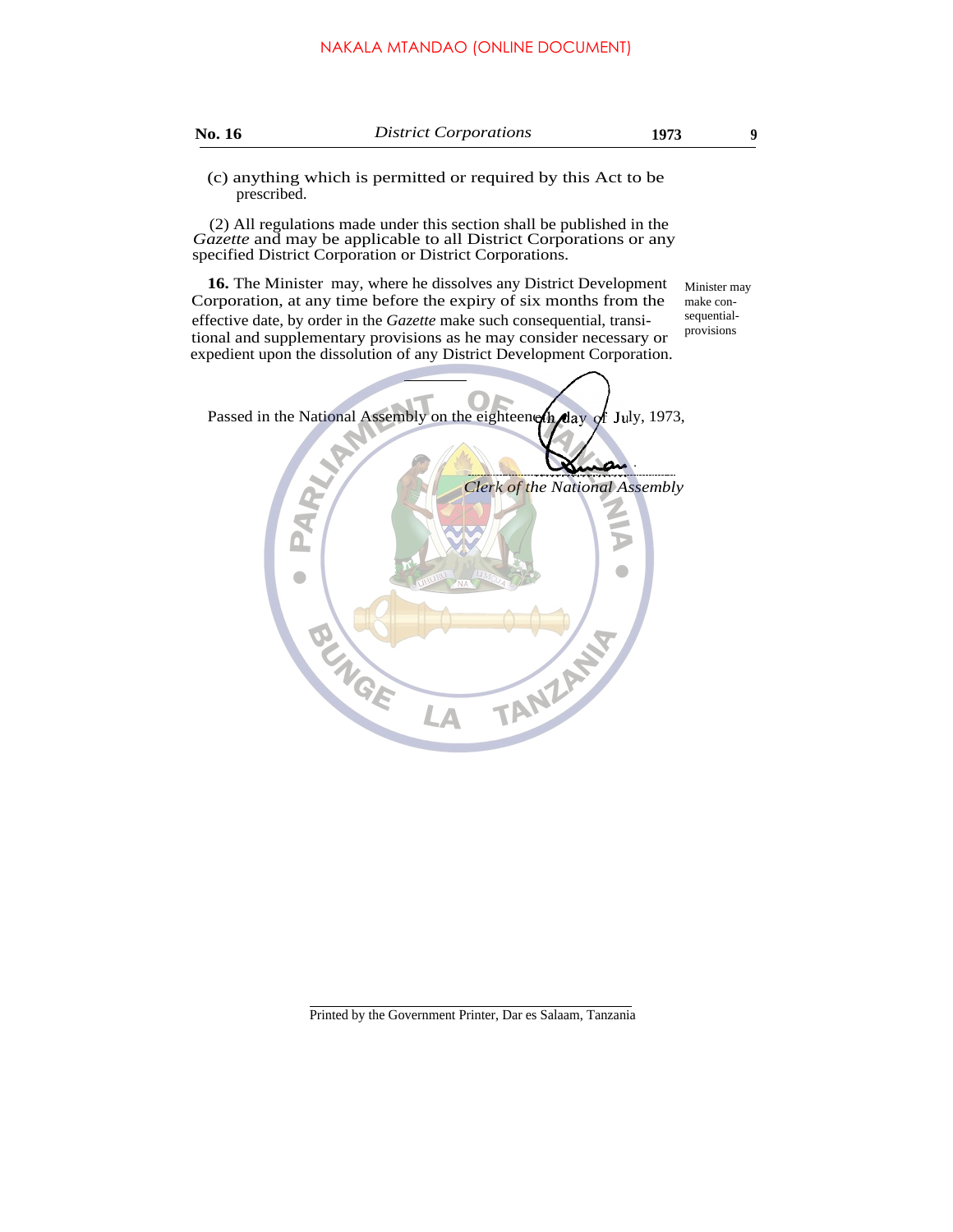(c) anything which is permitted or required by this Act to be prescribed.

(2) All regulations made under this section shall be published in the *Gazette* and may be applicable to all District Corporations or any specified District Corporation or District Corporations.

**16.** The Minister may, where he dissolves any District Development Corporation, at any time before the expiry of six months from the effective date, by order in the *Gazette* make such consequential, transitional and supplementary provisions as he may consider necessary or expedient upon the dissolution of any District Development Corporation.

Minister may make consequential-provisions

---

Passed in the National Assembly on the eighteenth day of July, 1973,

*Clerk of the National Assembly*

Printed by the Government Printer, Dar es Salaam, Tanzania